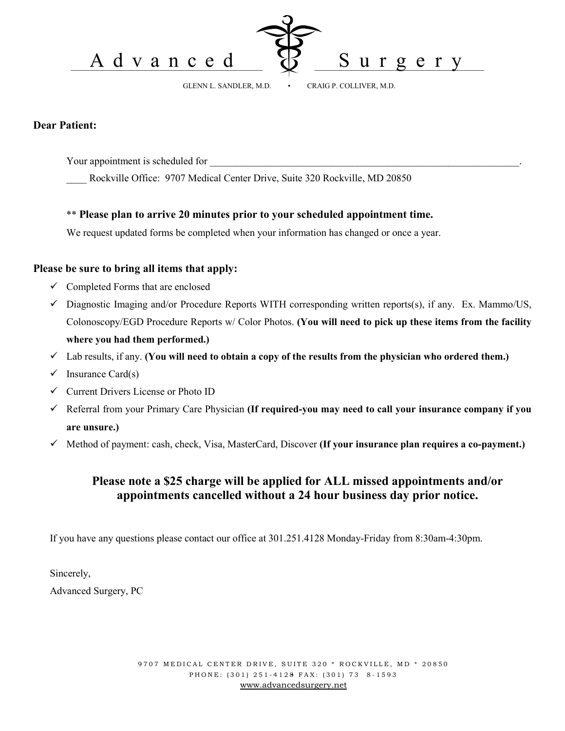# Advanced Surgery

GLENN L. SANDLER, M.D. • CRAIG P. COLLIVER, M.D.

**Dear Patient:**

Your appointment is scheduled for _______________________________________________________________.

____ Rockville Office: 9707 Medical Center Drive, Suite 320 Rockville, MD 20850

** **Please plan to arrive 20 minutes prior to your scheduled appointment time.**

We request updated forms be completed when your information has changed or once a year.

**Please be sure to bring all items that apply:**

- ✓ Completed Forms that are enclosed
- ✓ Diagnostic Imaging and/or Procedure Reports WITH corresponding written reports(s), if any. Ex. Mammo/US, Colonoscopy/EGD Procedure Reports w/ Color Photos. **(You will need to pick up these items from the facility where you had them performed.)**
- ✓ Lab results, if any. **(You will need to obtain a copy of the results from the physician who ordered them.)**
- ✓ Insurance Card(s)
- ✓ Current Drivers License or Photo ID
- ✓ Referral from your Primary Care Physician **(If required-you may need to call your insurance company if you are unsure.)**
- ✓ Method of payment: cash, check, Visa, MasterCard, Discover **(If your insurance plan requires a co-payment.)**

**Please note a $25 charge will be applied for ALL missed appointments and/or appointments cancelled without a 24 hour business day prior notice.**

If you have any questions please contact our office at 301.251.4128 Monday-Friday from 8:30am-4:30pm.

Sincerely,

Advanced Surgery, PC

9707 MEDICAL CENTER DRIVE, SUITE 320 * ROCKVILLE, MD * 20850
PHONE: (301) 251-4128 FAX: (301) 738-1593
www.advancedsurgery.net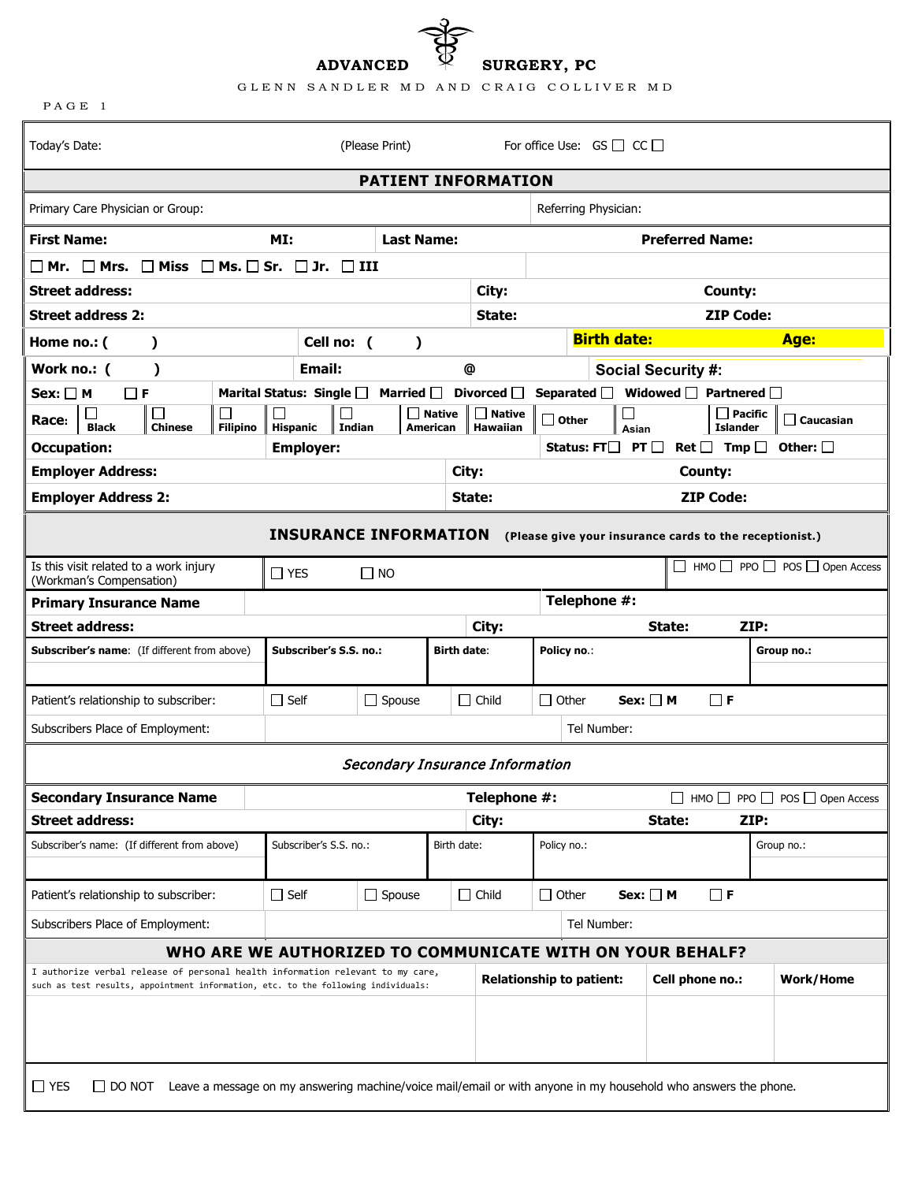**ADVANCED SURGERY, PC**

GLENN SANDLER MD AND CRAIG COLLIVER MD

PAGE 1

| Today's Date: | (Please Print) | For office Use: GS ☐ CC ☐ |
|---|---|---|

## PATIENT INFORMATION

| Primary Care Physician or Group: | | | Referring Physician: |
|---|---|---|---|
| **First Name:** | **MI:** | **Last Name:** | **Preferred Name:** |
| ☐ Mr. ☐ Mrs. ☐ Miss ☐ Ms. ☐ Sr. ☐ Jr. ☐ III | | | |
| **Street address:** | | **City:** | **County:** |
| **Street address 2:** | | **State:** | **ZIP Code:** |
| **Home no.: (      )** | **Cell no: (      )** | | **Birth date:** **Age:** |
| **Work no.: (      )** | **Email:** @ | | **Social Security #:** |

**Sex:** ☐ M ☐ F  **Marital Status:** Single ☐ Married ☐ Divorced ☐ Separated ☐ Widowed ☐ Partnered ☐

**Race:** ☐ Black ☐ Chinese ☐ Filipino ☐ Hispanic ☐ Indian ☐ Native American ☐ Native Hawaiian ☐ Other ☐ Asian ☐ Pacific Islander ☐ Caucasian

| **Occupation:** | **Employer:** | | **Status:** FT☐ PT ☐ Ret ☐ Tmp ☐ Other: ☐ |
|---|---|---|---|
| **Employer Address:** | | **City:** | **County:** |
| **Employer Address 2:** | | **State:** | **ZIP Code:** |

## INSURANCE INFORMATION (Please give your insurance cards to the receptionist.)

| Is this visit related to a work injury (Workman's Compensation) | ☐ YES ☐ NO | | | ☐ HMO ☐ PPO ☐ POS ☐ Open Access |
|---|---|---|---|---|
| **Primary Insurance Name** | | | **Telephone #:** | |
| **Street address:** | | **City:** | **State:** | **ZIP:** |
| **Subscriber's name**: (If different from above) | **Subscriber's S.S. no.:** | **Birth date**: | **Policy no.**: | **Group no.:** |
| Patient's relationship to subscriber: | ☐ Self ☐ Spouse | ☐ Child | ☐ Other **Sex:** ☐ M ☐ F | |
| Subscribers Place of Employment: | | | Tel Number: | |

### *Secondary Insurance Information*

| **Secondary Insurance Name** | | **Telephone #:** | | ☐ HMO ☐ PPO ☐ POS ☐ Open Access |
|---|---|---|---|---|
| **Street address:** | | **City:** | **State:** | **ZIP:** |
| Subscriber's name: (If different from above) | Subscriber's S.S. no.: | Birth date: | Policy no.: | Group no.: |
| Patient's relationship to subscriber: | ☐ Self ☐ Spouse | ☐ Child | ☐ Other **Sex:** ☐ M ☐ F | |
| Subscribers Place of Employment: | | | Tel Number: | |

## WHO ARE WE AUTHORIZED TO COMMUNICATE WITH ON YOUR BEHALF?

| I authorize verbal release of personal health information relevant to my care, such as test results, appointment information, etc. to the following individuals: | **Relationship to patient:** | **Cell phone no.:** | **Work/Home** |
|---|---|---|---|
| | | | |

☐ YES ☐ DO NOT Leave a message on my answering machine/voice mail/email or with anyone in my household who answers the phone.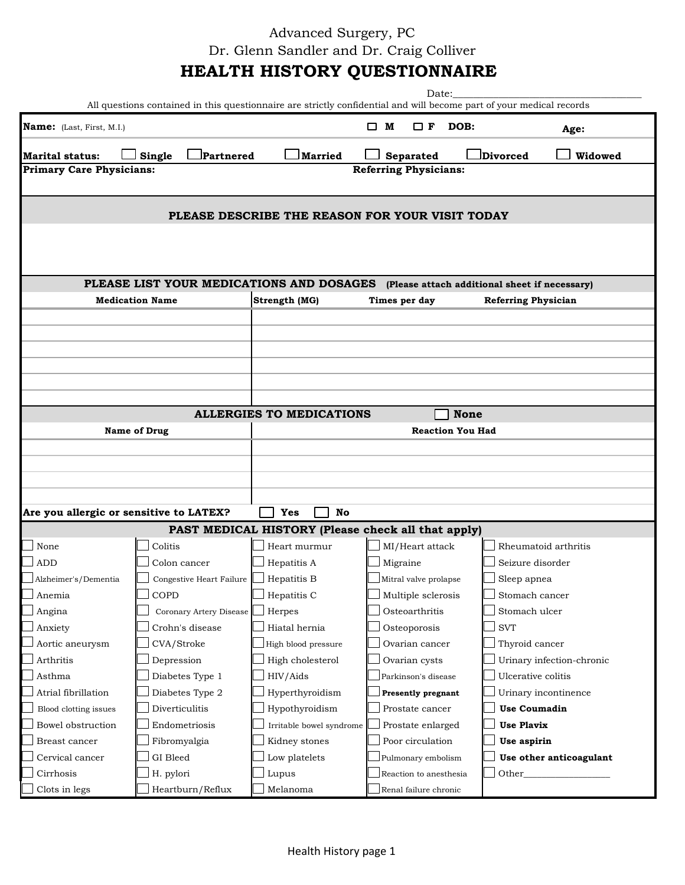Advanced Surgery, PC

Dr. Glenn Sandler and Dr. Craig Colliver

# HEALTH HISTORY QUESTIONNAIRE

Date:_____________________________________

All questions contained in this questionnaire are strictly confidential and will become part of your medical records

**Name:** (Last, First, M.I.) ☐ **M** ☐ **F** **DOB:** **Age:**

**Marital status:** ☐ **Single** ☐ **Partnered** ☐ **Married** ☐ **Separated** ☐ **Divorced** ☐ **Widowed**

**Primary Care Physicians:** **Referring Physicians:**

## PLEASE DESCRIBE THE REASON FOR YOUR VISIT TODAY

## PLEASE LIST YOUR MEDICATIONS AND DOSAGES (Please attach additional sheet if necessary)

| Medication Name | Strength (MG) | Times per day | Referring Physician |
|---|---|---|---|
| | | | |
| | | | |
| | | | |
| | | | |
| | | | |
| | | | |

## ALLERGIES TO MEDICATIONS ☐ None

| Name of Drug | Reaction You Had |
|---|---|
| | |
| | |
| | |
| | |

**Are you allergic or sensitive to LATEX?** ☐ **Yes** ☐ **No**

## PAST MEDICAL HISTORY (Please check all that apply)

| | | | | |
|---|---|---|---|---|
| ☐ None | ☐ Colitis | ☐ Heart murmur | ☐ MI/Heart attack | ☐ Rheumatoid arthritis |
| ☐ ADD | ☐ Colon cancer | ☐ Hepatitis A | ☐ Migraine | ☐ Seizure disorder |
| ☐ Alzheimer's/Dementia | ☐ Congestive Heart Failure | ☐ Hepatitis B | ☐ Mitral valve prolapse | ☐ Sleep apnea |
| ☐ Anemia | ☐ COPD | ☐ Hepatitis C | ☐ Multiple sclerosis | ☐ Stomach cancer |
| ☐ Angina | ☐ Coronary Artery Disease | ☐ Herpes | ☐ Osteoarthritis | ☐ Stomach ulcer |
| ☐ Anxiety | ☐ Crohn's disease | ☐ Hiatal hernia | ☐ Osteoporosis | ☐ SVT |
| ☐ Aortic aneurysm | ☐ CVA/Stroke | ☐ High blood pressure | ☐ Ovarian cancer | ☐ Thyroid cancer |
| ☐ Arthritis | ☐ Depression | ☐ High cholesterol | ☐ Ovarian cysts | ☐ Urinary infection-chronic |
| ☐ Asthma | ☐ Diabetes Type 1 | ☐ HIV/Aids | ☐ Parkinson's disease | ☐ Ulcerative colitis |
| ☐ Atrial fibrillation | ☐ Diabetes Type 2 | ☐ Hyperthyroidism | ☐ **Presently pregnant** | ☐ Urinary incontinence |
| ☐ Blood clotting issues | ☐ Diverticulitis | ☐ Hypothyroidism | ☐ Prostate cancer | ☐ **Use Coumadin** |
| ☐ Bowel obstruction | ☐ Endometriosis | ☐ Irritable bowel syndrome | ☐ Prostate enlarged | ☐ **Use Plavix** |
| ☐ Breast cancer | ☐ Fibromyalgia | ☐ Kidney stones | ☐ Poor circulation | ☐ **Use aspirin** |
| ☐ Cervical cancer | ☐ GI Bleed | ☐ Low platelets | ☐ Pulmonary embolism | ☐ **Use other anticoagulant** |
| ☐ Cirrhosis | ☐ H. pylori | ☐ Lupus | ☐ Reaction to anesthesia | ☐ Other__________________ |
| ☐ Clots in legs | ☐ Heartburn/Reflux | ☐ Melanoma | ☐ Renal failure chronic | |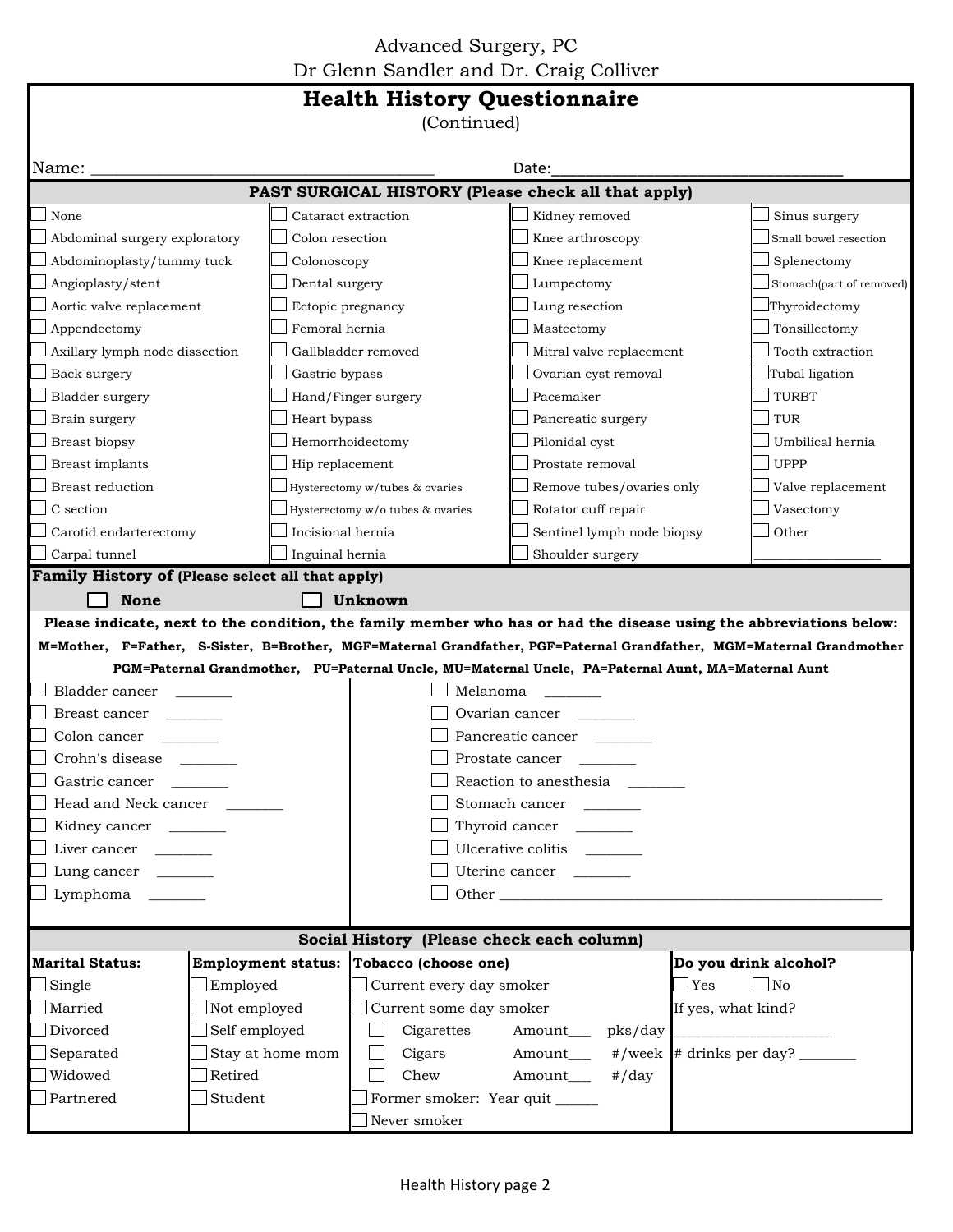Advanced Surgery, PC
Dr Glenn Sandler and Dr. Craig Colliver

# Health History Questionnaire

(Continued)

Name: ___________________________________ Date: ______________________________

## PAST SURGICAL HISTORY (Please check all that apply)

| | | | |
|---|---|---|---|
| ☐ None | ☐ Cataract extraction | ☐ Kidney removed | ☐ Sinus surgery |
| ☐ Abdominal surgery exploratory | ☐ Colon resection | ☐ Knee arthroscopy | ☐ Small bowel resection |
| ☐ Abdominoplasty/tummy tuck | ☐ Colonoscopy | ☐ Knee replacement | ☐ Splenectomy |
| ☐ Angioplasty/stent | ☐ Dental surgery | ☐ Lumpectomy | ☐ Stomach(part of removed) |
| ☐ Aortic valve replacement | ☐ Ectopic pregnancy | ☐ Lung resection | ☐ Thyroidectomy |
| ☐ Appendectomy | ☐ Femoral hernia | ☐ Mastectomy | ☐ Tonsillectomy |
| ☐ Axillary lymph node dissection | ☐ Gallbladder removed | ☐ Mitral valve replacement | ☐ Tooth extraction |
| ☐ Back surgery | ☐ Gastric bypass | ☐ Ovarian cyst removal | ☐ Tubal ligation |
| ☐ Bladder surgery | ☐ Hand/Finger surgery | ☐ Pacemaker | ☐ TURBT |
| ☐ Brain surgery | ☐ Heart bypass | ☐ Pancreatic surgery | ☐ TUR |
| ☐ Breast biopsy | ☐ Hemorrhoidectomy | ☐ Pilonidal cyst | ☐ Umbilical hernia |
| ☐ Breast implants | ☐ Hip replacement | ☐ Prostate removal | ☐ UPPP |
| ☐ Breast reduction | ☐ Hysterectomy w/tubes & ovaries | ☐ Remove tubes/ovaries only | ☐ Valve replacement |
| ☐ C section | ☐ Hysterectomy w/o tubes & ovaries | ☐ Rotator cuff repair | ☐ Vasectomy |
| ☐ Carotid endarterectomy | ☐ Incisional hernia | ☐ Sentinel lymph node biopsy | ☐ Other |
| ☐ Carpal tunnel | ☐ Inguinal hernia | ☐ Shoulder surgery | ________________ |

## Family History of (Please select all that apply)

☐ **None** ☐ **Unknown**

**Please indicate, next to the condition, the family member who has or had the disease using the abbreviations below:**

**M=Mother, F=Father, S-Sister, B=Brother, MGF=Maternal Grandfather, PGF=Paternal Grandfather, MGM=Maternal Grandmother PGM=Paternal Grandmother, PU=Paternal Uncle, MU=Maternal Uncle, PA=Paternal Aunt, MA=Maternal Aunt**

| | |
|---|---|
| ☐ Bladder cancer _______ | ☐ Melanoma _______ |
| ☐ Breast cancer _______ | ☐ Ovarian cancer _______ |
| ☐ Colon cancer _______ | ☐ Pancreatic cancer _______ |
| ☐ Crohn's disease _______ | ☐ Prostate cancer _______ |
| ☐ Gastric cancer _______ | ☐ Reaction to anesthesia _______ |
| ☐ Head and Neck cancer _______ | ☐ Stomach cancer _______ |
| ☐ Kidney cancer _______ | ☐ Thyroid cancer _______ |
| ☐ Liver cancer _______ | ☐ Ulcerative colitis _______ |
| ☐ Lung cancer _______ | ☐ Uterine cancer _______ |
| ☐ Lymphoma _______ | ☐ Other ______________________________________________ |

## Social History (Please check each column)

| **Marital Status:** | **Employment status:** | **Tobacco (choose one)** | **Do you drink alcohol?** |
|---|---|---|---|
| ☐ Single | ☐ Employed | ☐ Current every day smoker | ☐ Yes ☐ No |
| ☐ Married | ☐ Not employed | ☐ Current some day smoker | If yes, what kind? |
| ☐ Divorced | ☐ Self employed | ☐ Cigarettes Amount___ pks/day | ____________________ |
| ☐ Separated | ☐ Stay at home mom | ☐ Cigars Amount___ #/week | # drinks per day? _______ |
| ☐ Widowed | ☐ Retired | ☐ Chew Amount___ #/day | |
| ☐ Partnered | ☐ Student | ☐ Former smoker: Year quit _____ | |
| | | ☐ Never smoker | |

Health History page 2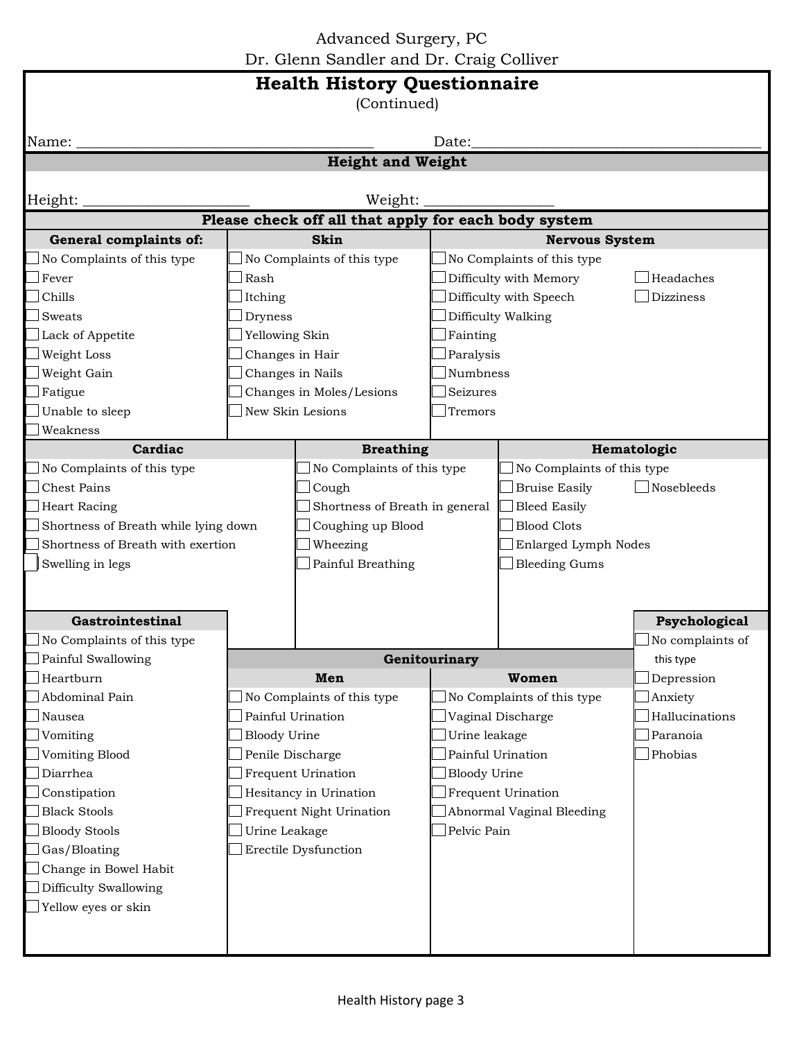Advanced Surgery, PC
Dr. Glenn Sandler and Dr. Craig Colliver

# Health History Questionnaire

(Continued)

Name: ______________________________ Date: ______________________________

## Height and Weight

Height: ____________________ Weight: ________________

## Please check off all that apply for each body system

### General complaints of:

- ☐ No Complaints of this type
- ☐ Fever
- ☐ Chills
- ☐ Sweats
- ☐ Lack of Appetite
- ☐ Weight Loss
- ☐ Weight Gain
- ☐ Fatigue
- ☐ Unable to sleep
- ☐ Weakness

### Skin

- ☐ No Complaints of this type
- ☐ Rash
- ☐ Itching
- ☐ Dryness
- ☐ Yellowing Skin
- ☐ Changes in Hair
- ☐ Changes in Nails
- ☐ Changes in Moles/Lesions
- ☐ New Skin Lesions

### Nervous System

- ☐ No Complaints of this type
- ☐ Difficulty with Memory
- ☐ Difficulty with Speech
- ☐ Difficulty Walking
- ☐ Fainting
- ☐ Paralysis
- ☐ Numbness
- ☐ Seizures
- ☐ Tremors
- ☐ Headaches
- ☐ Dizziness

### Cardiac

- ☐ No Complaints of this type
- ☐ Chest Pains
- ☐ Heart Racing
- ☐ Shortness of Breath while lying down
- ☐ Shortness of Breath with exertion
- ☐ Swelling in legs

### Breathing

- ☐ No Complaints of this type
- ☐ Cough
- ☐ Shortness of Breath in general
- ☐ Coughing up Blood
- ☐ Wheezing
- ☐ Painful Breathing

### Hematologic

- ☐ No Complaints of this type
- ☐ Bruise Easily
- ☐ Bleed Easily
- ☐ Blood Clots
- ☐ Enlarged Lymph Nodes
- ☐ Bleeding Gums
- ☐ Nosebleeds

### Gastrointestinal

- ☐ No Complaints of this type
- ☐ Painful Swallowing
- ☐ Heartburn
- ☐ Abdominal Pain
- ☐ Nausea
- ☐ Vomiting
- ☐ Vomiting Blood
- ☐ Diarrhea
- ☐ Constipation
- ☐ Black Stools
- ☐ Bloody Stools
- ☐ Gas/Bloating
- ☐ Change in Bowel Habit
- ☐ Difficulty Swallowing
- ☐ Yellow eyes or skin

### Genitourinary

#### Men

- ☐ No Complaints of this type
- ☐ Painful Urination
- ☐ Bloody Urine
- ☐ Penile Discharge
- ☐ Frequent Urination
- ☐ Hesitancy in Urination
- ☐ Frequent Night Urination
- ☐ Urine Leakage
- ☐ Erectile Dysfunction

#### Women

- ☐ No Complaints of this type
- ☐ Vaginal Discharge
- ☐ Urine leakage
- ☐ Painful Urination
- ☐ Bloody Urine
- ☐ Frequent Urination
- ☐ Abnormal Vaginal Bleeding
- ☐ Pelvic Pain

### Psychological

- ☐ No complaints of this type
- ☐ Depression
- ☐ Anxiety
- ☐ Hallucinations
- ☐ Paranoia
- ☐ Phobias

Health History page 3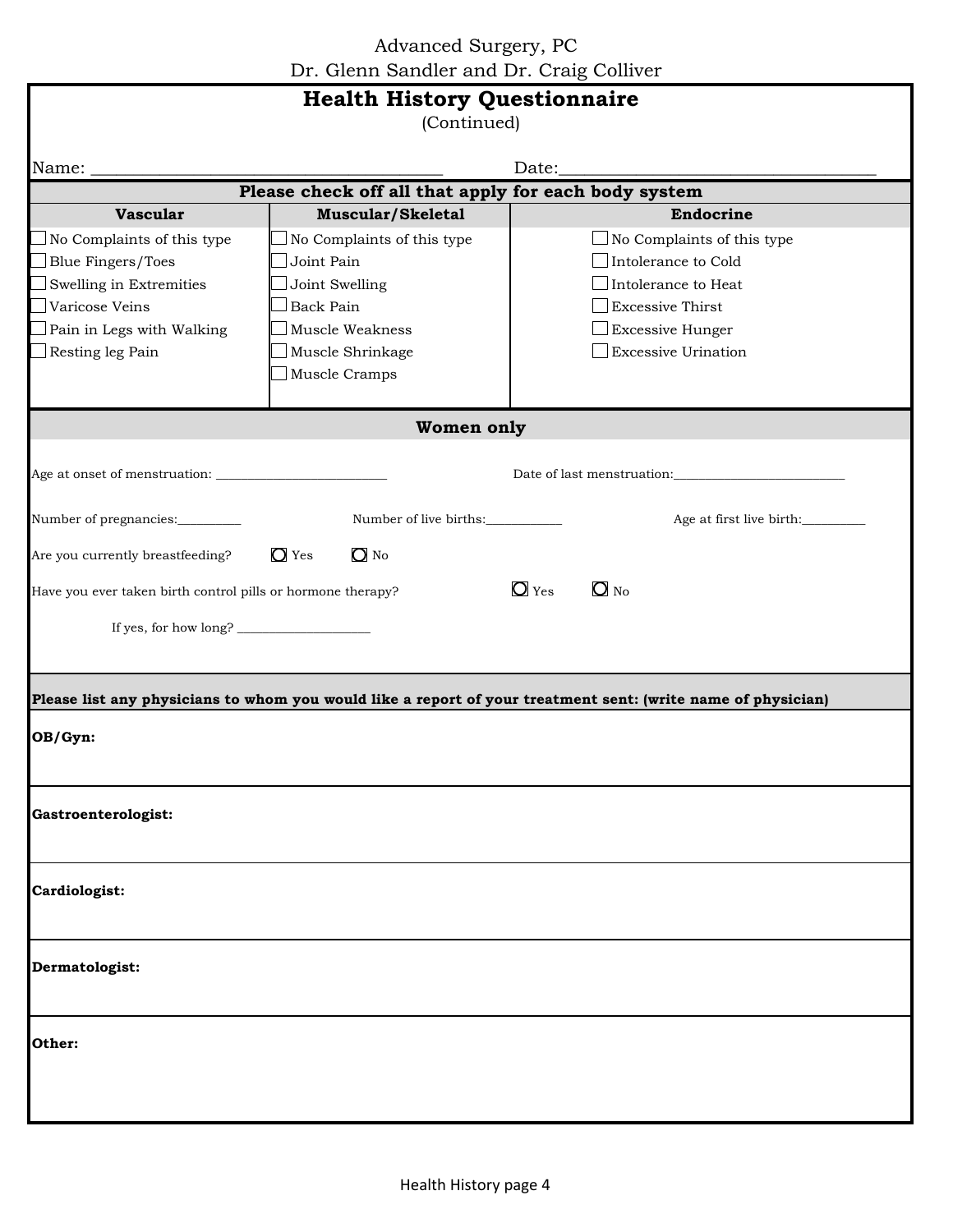Advanced Surgery, PC
Dr. Glenn Sandler and Dr. Craig Colliver

# Health History Questionnaire

(Continued)

Name: ______________________________________ Date:__________________________________

## Please check off all that apply for each body system

| Vascular | Muscular/Skeletal | Endocrine |
|---|---|---|
| ☐ No Complaints of this type | ☐ No Complaints of this type | ☐ No Complaints of this type |
| ☐ Blue Fingers/Toes | ☐ Joint Pain | ☐ Intolerance to Cold |
| ☐ Swelling in Extremities | ☐ Joint Swelling | ☐ Intolerance to Heat |
| ☐ Varicose Veins | ☐ Back Pain | ☐ Excessive Thirst |
| ☐ Pain in Legs with Walking | ☐ Muscle Weakness | ☐ Excessive Hunger |
| ☐ Resting leg Pain | ☐ Muscle Shrinkage | ☐ Excessive Urination |
| | ☐ Muscle Cramps | |

## Women only

Age at onset of menstruation: _________________________ Date of last menstruation:_________________________

Number of pregnancies:_________ Number of live births:___________ Age at first live birth:_________

Are you currently breastfeeding? ○ Yes ○ No

Have you ever taken birth control pills or hormone therapy? ○ Yes ○ No

If yes, for how long? ___________________

## Please list any physicians to whom you would like a report of your treatment sent: (write name of physician)

**OB/Gyn:**

**Gastroenterologist:**

**Cardiologist:**

**Dermatologist:**

**Other:**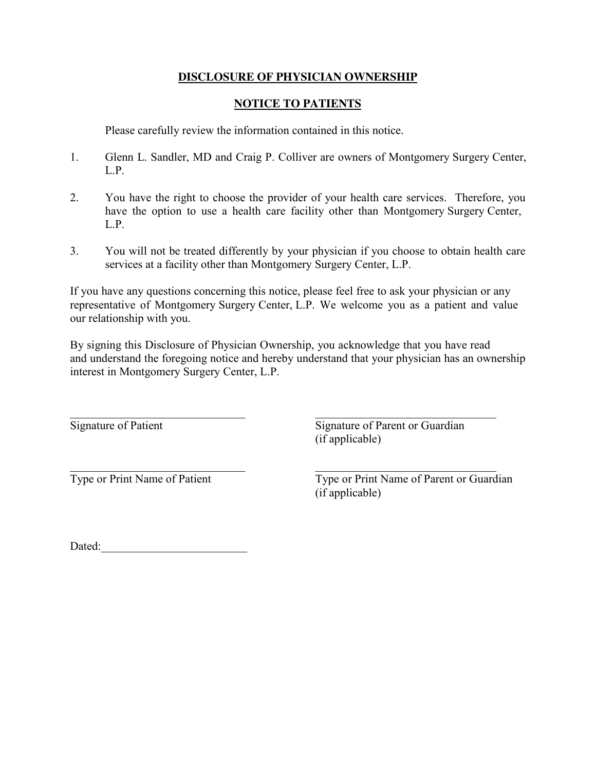**DISCLOSURE OF PHYSICIAN OWNERSHIP**

**NOTICE TO PATIENTS**

Please carefully review the information contained in this notice.

1. Glenn L. Sandler, MD and Craig P. Colliver are owners of Montgomery Surgery Center, L.P.

2. You have the right to choose the provider of your health care services. Therefore, you have the option to use a health care facility other than Montgomery Surgery Center, L.P.

3. You will not be treated differently by your physician if you choose to obtain health care services at a facility other than Montgomery Surgery Center, L.P.

If you have any questions concerning this notice, please feel free to ask your physician or any representative of Montgomery Surgery Center, L.P. We welcome you as a patient and value our relationship with you.

By signing this Disclosure of Physician Ownership, you acknowledge that you have read and understand the foregoing notice and hereby understand that your physician has an ownership interest in Montgomery Surgery Center, L.P.

______________________________ ______________________________
Signature of Patient Signature of Parent or Guardian (if applicable)

______________________________ ______________________________
Type or Print Name of Patient Type or Print Name of Parent or Guardian (if applicable)

Dated:_________________________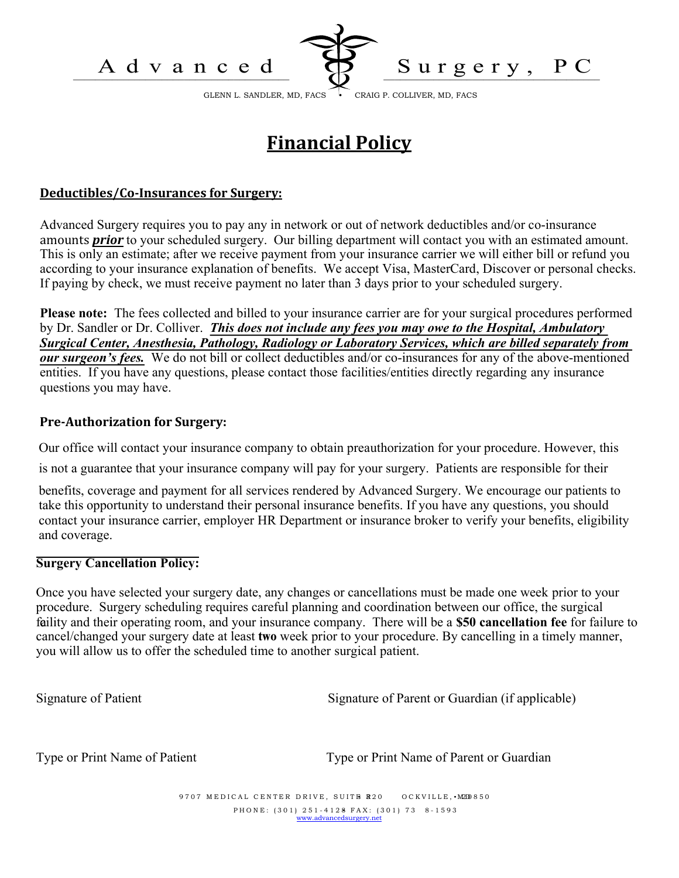Advanced Surgery, PC

GLENN L. SANDLER, MD, FACS • CRAIG P. COLLIVER, MD, FACS

# Financial Policy

## Deductibles/Co-Insurances for Surgery:

Advanced Surgery requires you to pay any in network or out of network deductibles and/or co-insurance amounts ***prior*** to your scheduled surgery. Our billing department will contact you with an estimated amount. This is only an estimate; after we receive payment from your insurance carrier we will either bill or refund you according to your insurance explanation of benefits. We accept Visa, MasterCard, Discover or personal checks. If paying by check, we must receive payment no later than 3 days prior to your scheduled surgery.

**Please note:** The fees collected and billed to your insurance carrier are for your surgical procedures performed by Dr. Sandler or Dr. Colliver. ***This does not include any fees you may owe to the Hospital, Ambulatory Surgical Center, Anesthesia, Pathology, Radiology or Laboratory Services, which are billed separately from our surgeon's fees.*** We do not bill or collect deductibles and/or co-insurances for any of the above-mentioned entities. If you have any questions, please contact those facilities/entities directly regarding any insurance questions you may have.

## Pre-Authorization for Surgery:

Our office will contact your insurance company to obtain preauthorization for your procedure. However, this is not a guarantee that your insurance company will pay for your surgery. Patients are responsible for their benefits, coverage and payment for all services rendered by Advanced Surgery. We encourage our patients to take this opportunity to understand their personal insurance benefits. If you have any questions, you should contact your insurance carrier, employer HR Department or insurance broker to verify your benefits, eligibility and coverage.

## Surgery Cancellation Policy:

Once you have selected your surgery date, any changes or cancellations must be made one week prior to your procedure. Surgery scheduling requires careful planning and coordination between our office, the surgical faility and their operating room, and your insurance company. There will be a **$50 cancellation fee** for failure to cancel/changed your surgery date at least **two** week prior to your procedure. By cancelling in a timely manner, you will allow us to offer the scheduled time to another surgical patient.

Signature of Patient

Signature of Parent or Guardian (if applicable)

Type or Print Name of Patient

Type or Print Name of Parent or Guardian

9707 MEDICAL CENTER DRIVE, SUITE 220 • ROCKVILLE, MD 20850

PHONE: (301) 251-4128 FAX: (301) 738-1593

www.advancedsurgery.net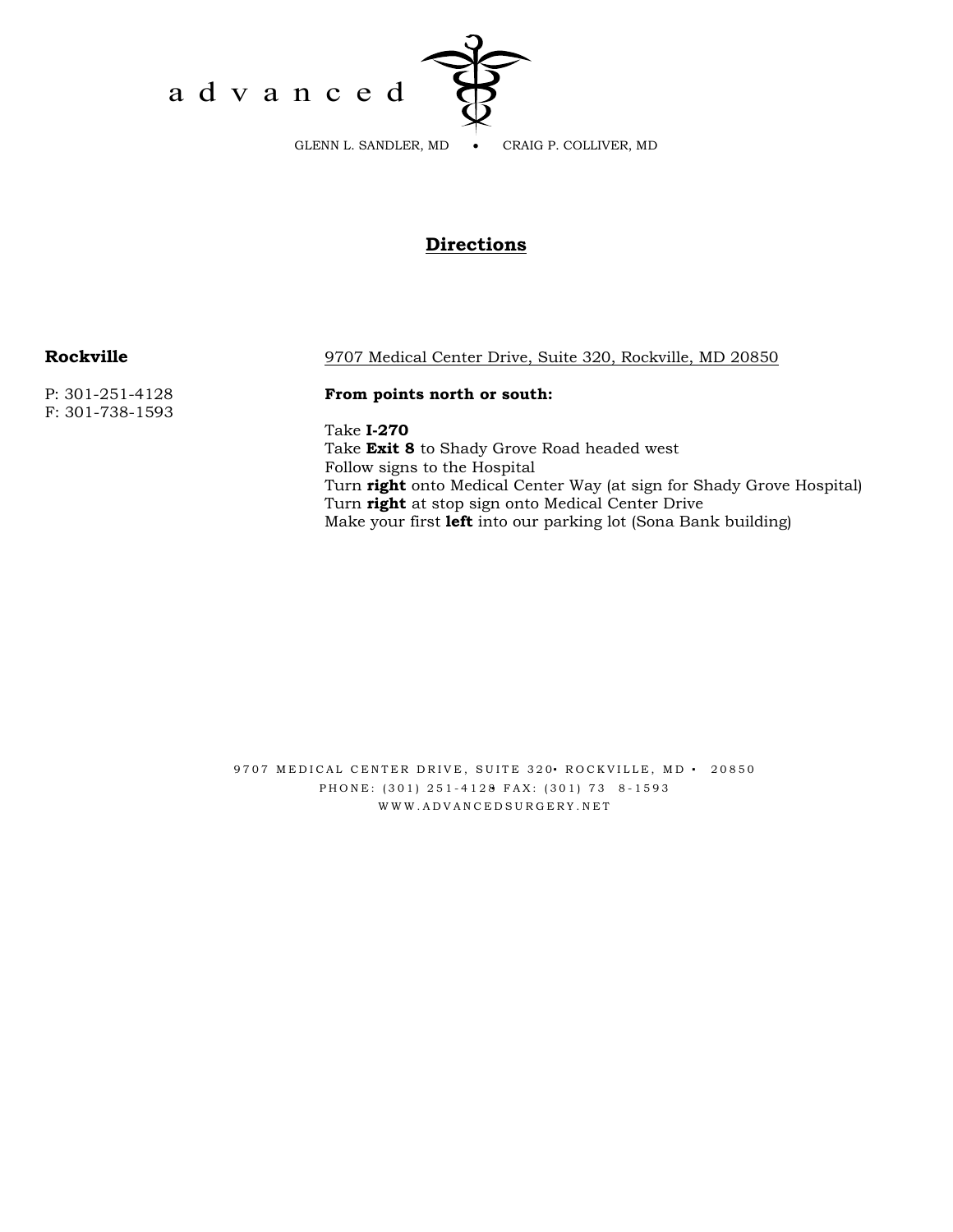advanced

GLENN L. SANDLER, MD • CRAIG P. COLLIVER, MD

## Directions

**Rockville**

P: 301-251-4128
F: 301-738-1593

9707 Medical Center Drive, Suite 320, Rockville, MD 20850

**From points north or south:**

Take **I-270**
Take **Exit 8** to Shady Grove Road headed west
Follow signs to the Hospital
Turn **right** onto Medical Center Way (at sign for Shady Grove Hospital)
Turn **right** at stop sign onto Medical Center Drive
Make your first **left** into our parking lot (Sona Bank building)

9707 MEDICAL CENTER DRIVE, SUITE 320 • ROCKVILLE, MD • 20850
PHONE: (301) 251-4128 • FAX: (301) 738-1593
WWW.ADVANCEDSURGERY.NET